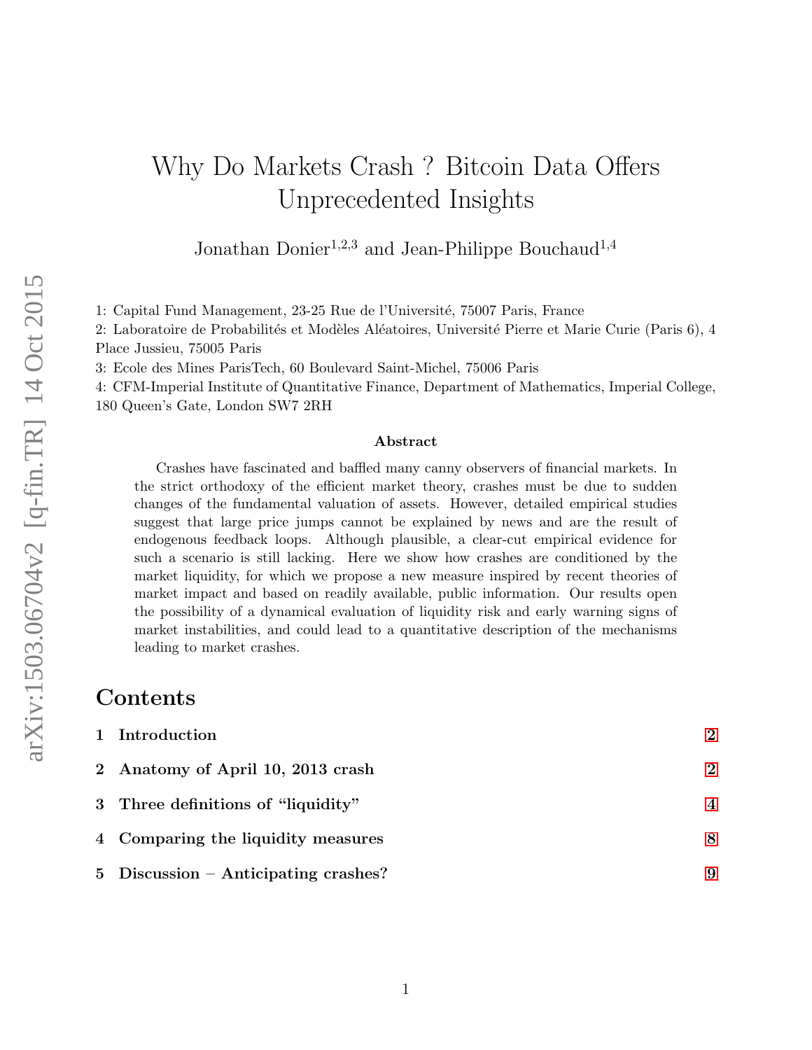# Why Do Markets Crash ? Bitcoin Data Offers Unprecedented Insights

Jonathan Donier[1,2,3] and Jean-Philippe Bouchaud[1,4]

1: Capital Fund Management, 23-25 Rue de l'Université, 75007 Paris, France

2: Laboratoire de Probabilités et Modèles Aléatoires, Université Pierre et Marie Curie (Paris 6), 4 Place Jussieu, 75005 Paris

3: Ecole des Mines ParisTech, 60 Boulevard Saint-Michel, 75006 Paris

4: CFM-Imperial Institute of Quantitative Finance, Department of Mathematics, Imperial College, 180 Queen's Gate, London SW7 2RH

### Abstract

Crashes have fascinated and baffled many canny observers of financial markets. In the strict orthodoxy of the efficient market theory, crashes must be due to sudden changes of the fundamental valuation of assets. However, detailed empirical studies suggest that large price jumps cannot be explained by news and are the result of endogenous feedback loops. Although plausible, a clear-cut empirical evidence for such a scenario is still lacking. Here we show how crashes are conditioned by the market liquidity, for which we propose a new measure inspired by recent theories of market impact and based on readily available, public information. Our results open the possibility of a dynamical evaluation of liquidity risk and early warning signs of market instabilities, and could lead to a quantitative description of the mechanisms leading to market crashes.

## Contents

1 Introduction ..... 2

2 Anatomy of April 10, 2013 crash ..... 2

3 Three definitions of "liquidity" ..... 4

4 Comparing the liquidity measures ..... 8

5 Discussion – Anticipating crashes? ..... 9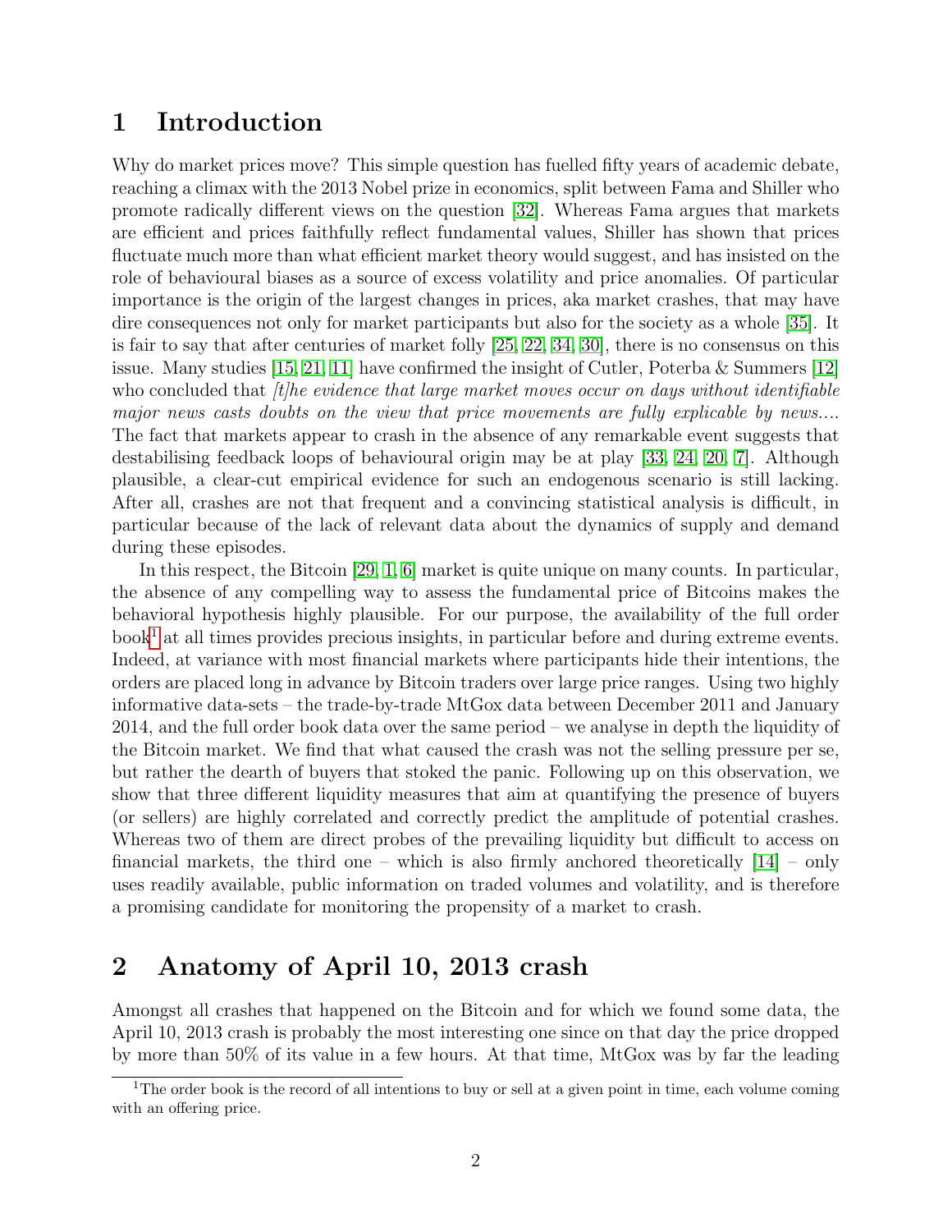## 1 Introduction

Why do market prices move? This simple question has fuelled fifty years of academic debate, reaching a climax with the 2013 Nobel prize in economics, split between Fama and Shiller who promote radically different views on the question [32]. Whereas Fama argues that markets are efficient and prices faithfully reflect fundamental values, Shiller has shown that prices fluctuate much more than what efficient market theory would suggest, and has insisted on the role of behavioural biases as a source of excess volatility and price anomalies. Of particular importance is the origin of the largest changes in prices, aka market crashes, that may have dire consequences not only for market participants but also for the society as a whole [35]. It is fair to say that after centuries of market folly [25, 22, 34, 30], there is no consensus on this issue. Many studies [15, 21, 11] have confirmed the insight of Cutler, Poterba & Summers [12] who concluded that *[t]he evidence that large market moves occur on days without identifiable major news casts doubts on the view that price movements are fully explicable by news...*. The fact that markets appear to crash in the absence of any remarkable event suggests that destabilising feedback loops of behavioural origin may be at play [33, 24, 20, 7]. Although plausible, a clear-cut empirical evidence for such an endogenous scenario is still lacking. After all, crashes are not that frequent and a convincing statistical analysis is difficult, in particular because of the lack of relevant data about the dynamics of supply and demand during these episodes.

In this respect, the Bitcoin [29, 1, 6] market is quite unique on many counts. In particular, the absence of any compelling way to assess the fundamental price of Bitcoins makes the behavioral hypothesis highly plausible. For our purpose, the availability of the full order book[1] at all times provides precious insights, in particular before and during extreme events. Indeed, at variance with most financial markets where participants hide their intentions, the orders are placed long in advance by Bitcoin traders over large price ranges. Using two highly informative data-sets – the trade-by-trade MtGox data between December 2011 and January 2014, and the full order book data over the same period – we analyse in depth the liquidity of the Bitcoin market. We find that what caused the crash was not the selling pressure per se, but rather the dearth of buyers that stoked the panic. Following up on this observation, we show that three different liquidity measures that aim at quantifying the presence of buyers (or sellers) are highly correlated and correctly predict the amplitude of potential crashes. Whereas two of them are direct probes of the prevailing liquidity but difficult to access on financial markets, the third one – which is also firmly anchored theoretically [14] – only uses readily available, public information on traded volumes and volatility, and is therefore a promising candidate for monitoring the propensity of a market to crash.

## 2 Anatomy of April 10, 2013 crash

Amongst all crashes that happened on the Bitcoin and for which we found some data, the April 10, 2013 crash is probably the most interesting one since on that day the price dropped by more than 50% of its value in a few hours. At that time, MtGox was by far the leading

[1] The order book is the record of all intentions to buy or sell at a given point in time, each volume coming with an offering price.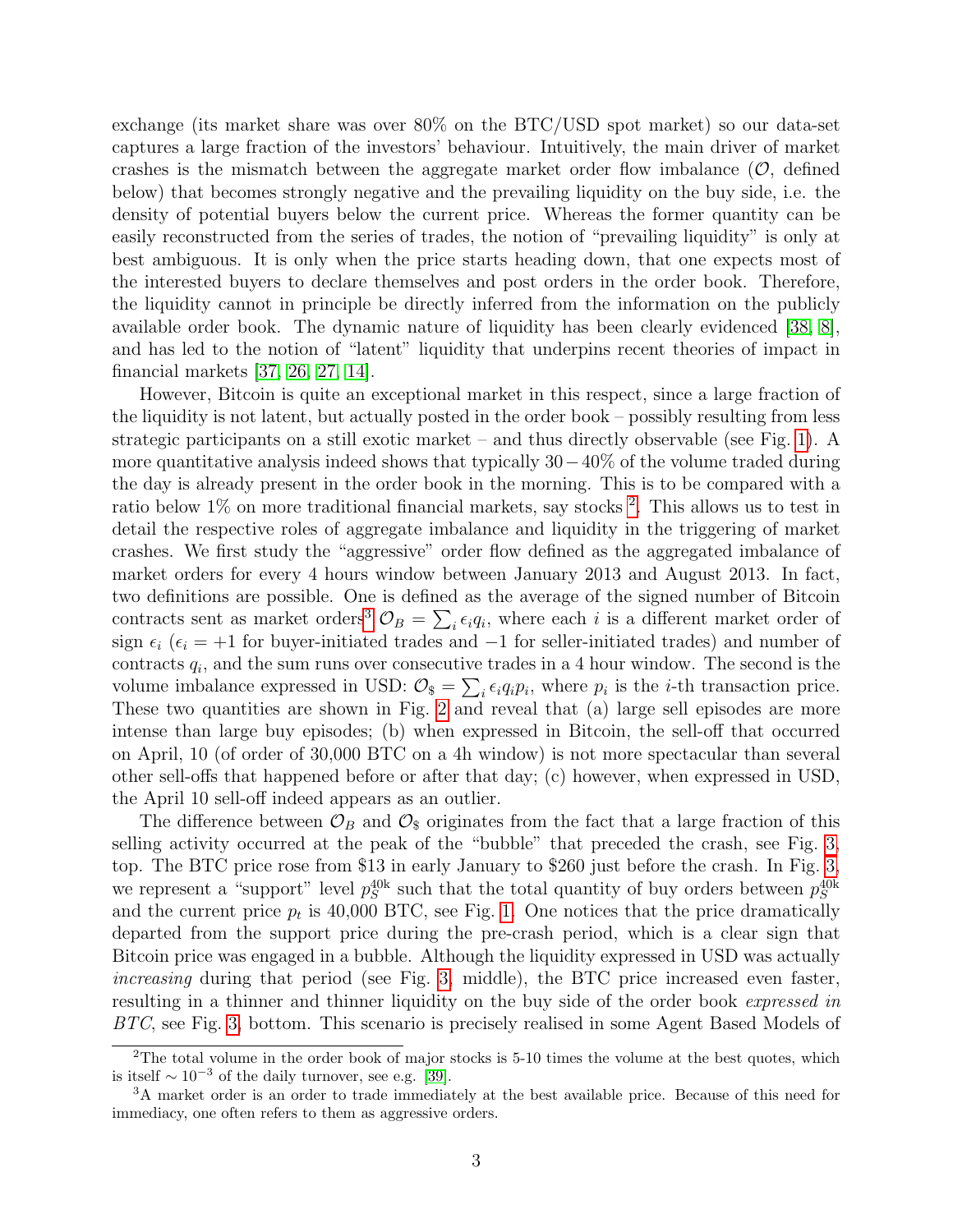exchange (its market share was over 80% on the BTC/USD spot market) so our data-set captures a large fraction of the investors' behaviour. Intuitively, the main driver of market crashes is the mismatch between the aggregate market order flow imbalance ($\mathcal{O}$, defined below) that becomes strongly negative and the prevailing liquidity on the buy side, i.e. the density of potential buyers below the current price. Whereas the former quantity can be easily reconstructed from the series of trades, the notion of "prevailing liquidity" is only at best ambiguous. It is only when the price starts heading down, that one expects most of the interested buyers to declare themselves and post orders in the order book. Therefore, the liquidity cannot in principle be directly inferred from the information on the publicly available order book. The dynamic nature of liquidity has been clearly evidenced [38, 8], and has led to the notion of "latent" liquidity that underpins recent theories of impact in financial markets [37, 26, 27, 14].

However, Bitcoin is quite an exceptional market in this respect, since a large fraction of the liquidity is not latent, but actually posted in the order book – possibly resulting from less strategic participants on a still exotic market – and thus directly observable (see Fig. 1). A more quantitative analysis indeed shows that typically 30 − 40% of the volume traded during the day is already present in the order book in the morning. This is to be compared with a ratio below 1% on more traditional financial markets, say stocks [2]. This allows us to test in detail the respective roles of aggregate imbalance and liquidity in the triggering of market crashes. We first study the "aggressive" order flow defined as the aggregated imbalance of market orders for every 4 hours window between January 2013 and August 2013. In fact, two definitions are possible. One is defined as the average of the signed number of Bitcoin contracts sent as market orders[3] $\mathcal{O}_B = \sum_i \epsilon_i q_i$, where each $i$ is a different market order of sign $\epsilon_i$ ($\epsilon_i = +1$ for buyer-initiated trades and $-1$ for seller-initiated trades) and number of contracts $q_i$, and the sum runs over consecutive trades in a 4 hour window. The second is the volume imbalance expressed in USD: $\mathcal{O}_\$ = \sum_i \epsilon_i q_i p_i$, where $p_i$ is the $i$-th transaction price. These two quantities are shown in Fig. 2 and reveal that (a) large sell episodes are more intense than large buy episodes; (b) when expressed in Bitcoin, the sell-off that occurred on April, 10 (of order of 30,000 BTC on a 4h window) is not more spectacular than several other sell-offs that happened before or after that day; (c) however, when expressed in USD, the April 10 sell-off indeed appears as an outlier.

The difference between $\mathcal{O}_B$ and $\mathcal{O}_\$$ originates from the fact that a large fraction of this selling activity occurred at the peak of the "bubble" that preceded the crash, see Fig. 3, top. The BTC price rose from \$13 in early January to \$260 just before the crash. In Fig. 3, we represent a "support" level $p_S^{40\text{k}}$ such that the total quantity of buy orders between $p_S^{40\text{k}}$ and the current price $p_t$ is 40,000 BTC, see Fig. 1. One notices that the price dramatically departed from the support price during the pre-crash period, which is a clear sign that Bitcoin price was engaged in a bubble. Although the liquidity expressed in USD was actually *increasing* during that period (see Fig. 3, middle), the BTC price increased even faster, resulting in a thinner and thinner liquidity on the buy side of the order book *expressed in BTC*, see Fig. 3, bottom. This scenario is precisely realised in some Agent Based Models of

---

[2] The total volume in the order book of major stocks is 5-10 times the volume at the best quotes, which is itself $\sim 10^{-3}$ of the daily turnover, see e.g. [39].

[3] A market order is an order to trade immediately at the best available price. Because of this need for immediacy, one often refers to them as aggressive orders.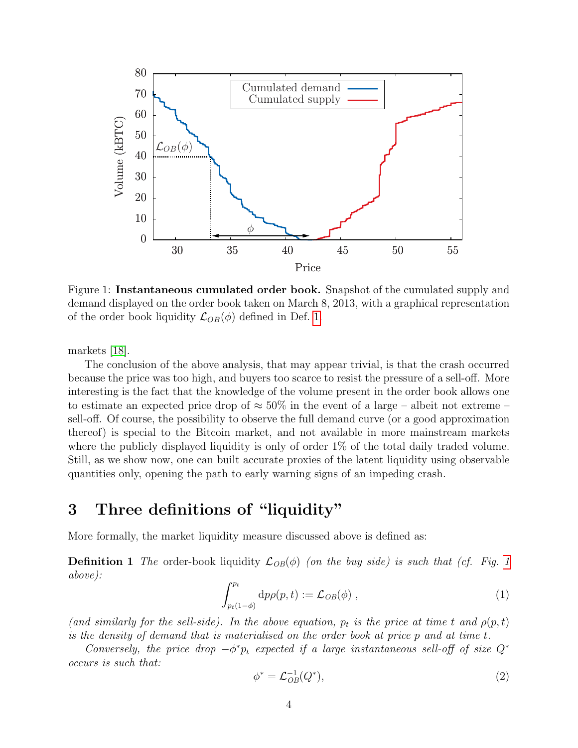Figure 1: **Instantaneous cumulated order book.** Snapshot of the cumulated supply and demand displayed on the order book taken on March 8, 2013, with a graphical representation of the order book liquidity $\mathcal{L}_{OB}(\phi)$ defined in Def. 1.

markets [18].

The conclusion of the above analysis, that may appear trivial, is that the crash occurred because the price was too high, and buyers too scarce to resist the pressure of a sell-off. More interesting is the fact that the knowledge of the volume present in the order book allows one to estimate an expected price drop of $\approx 50\%$ in the event of a large – albeit not extreme – sell-off. Of course, the possibility to observe the full demand curve (or a good approximation thereof) is special to the Bitcoin market, and not available in more mainstream markets where the publicly displayed liquidity is only of order 1% of the total daily traded volume. Still, as we show now, one can built accurate proxies of the latent liquidity using observable quantities only, opening the path to early warning signs of an impeding crash.

# 3 Three definitions of "liquidity"

More formally, the market liquidity measure discussed above is defined as:

**Definition 1** *The* order-book liquidity $\mathcal{L}_{OB}(\phi)$ *(on the buy side) is such that (cf. Fig. 1 above):*

$$\int_{p_t(1-\phi)}^{p_t} \mathrm{d}p \rho(p,t) := \mathcal{L}_{OB}(\phi) \, , \tag{1}$$

*(and similarly for the sell-side). In the above equation, $p_t$ is the price at time $t$ and $\rho(p,t)$ is the density of demand that is materialised on the order book at price $p$ and at time $t$.*

*Conversely, the price drop $-\phi^* p_t$ expected if a large instantaneous sell-off of size $Q^*$ occurs is such that:*

$$\phi^* = \mathcal{L}_{OB}^{-1}(Q^*), \tag{2}$$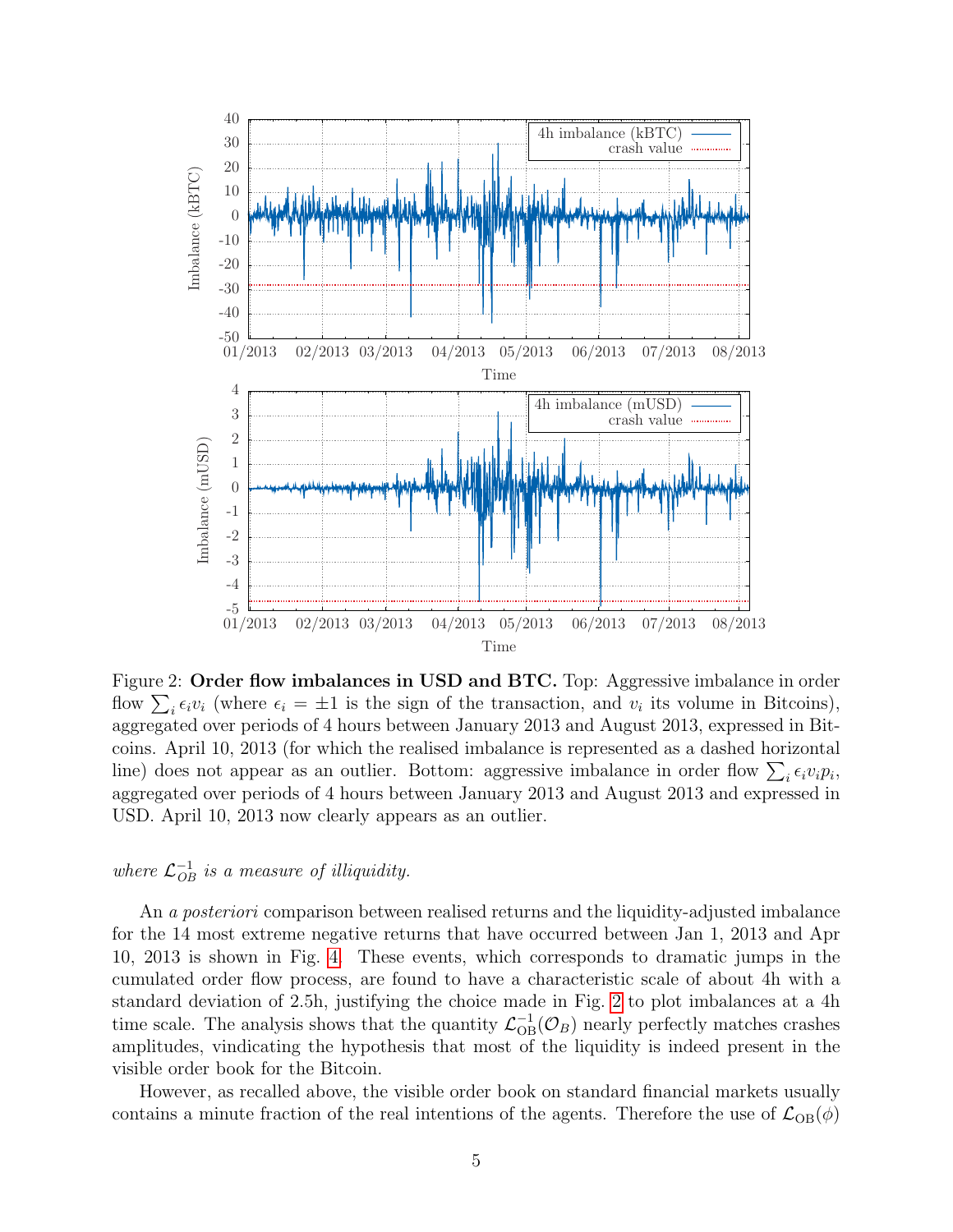Figure 2: **Order flow imbalances in USD and BTC.** Top: Aggressive imbalance in order flow $\sum_i \epsilon_i v_i$ (where $\epsilon_i = \pm 1$ is the sign of the transaction, and $v_i$ its volume in Bitcoins), aggregated over periods of 4 hours between January 2013 and August 2013, expressed in Bitcoins. April 10, 2013 (for which the realised imbalance is represented as a dashed horizontal line) does not appear as an outlier. Bottom: aggressive imbalance in order flow $\sum_i \epsilon_i v_i p_i$, aggregated over periods of 4 hours between January 2013 and August 2013 and expressed in USD. April 10, 2013 now clearly appears as an outlier.

*where $\mathcal{L}_{OB}^{-1}$ is a measure of illiquidity.*

An *a posteriori* comparison between realised returns and the liquidity-adjusted imbalance for the 14 most extreme negative returns that have occurred between Jan 1, 2013 and Apr 10, 2013 is shown in Fig. 4. These events, which corresponds to dramatic jumps in the cumulated order flow process, are found to have a characteristic scale of about 4h with a standard deviation of 2.5h, justifying the choice made in Fig. 2 to plot imbalances at a 4h time scale. The analysis shows that the quantity $\mathcal{L}_{\mathrm{OB}}^{-1}(\mathcal{O}_B)$ nearly perfectly matches crashes amplitudes, vindicating the hypothesis that most of the liquidity is indeed present in the visible order book for the Bitcoin.

However, as recalled above, the visible order book on standard financial markets usually contains a minute fraction of the real intentions of the agents. Therefore the use of $\mathcal{L}_{\mathrm{OB}}(\phi)$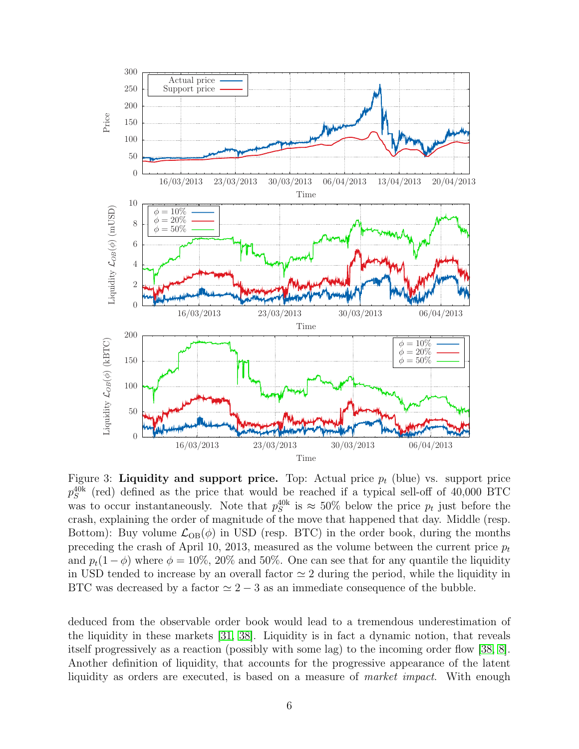Figure 3: **Liquidity and support price.** Top: Actual price $p_t$ (blue) vs. support price $p_S^{40k}$ (red) defined as the price that would be reached if a typical sell-off of 40,000 BTC was to occur instantaneously. Note that $p_S^{40k}$ is $\approx 50\%$ below the price $p_t$ just before the crash, explaining the order of magnitude of the move that happened that day. Middle (resp. Bottom): Buy volume $\mathcal{L}_{\mathrm{OB}}(\phi)$ in USD (resp. BTC) in the order book, during the months preceding the crash of April 10, 2013, measured as the volume between the current price $p_t$ and $p_t(1-\phi)$ where $\phi = 10\%$, $20\%$ and $50\%$. One can see that for any quantile the liquidity in USD tended to increase by an overall factor $\simeq 2$ during the period, while the liquidity in BTC was decreased by a factor $\simeq 2-3$ as an immediate consequence of the bubble.

deduced from the observable order book would lead to a tremendous underestimation of the liquidity in these markets [31, 38]. Liquidity is in fact a dynamic notion, that reveals itself progressively as a reaction (possibly with some lag) to the incoming order flow [38, 8]. Another definition of liquidity, that accounts for the progressive appearance of the latent liquidity as orders are executed, is based on a measure of *market impact*. With enough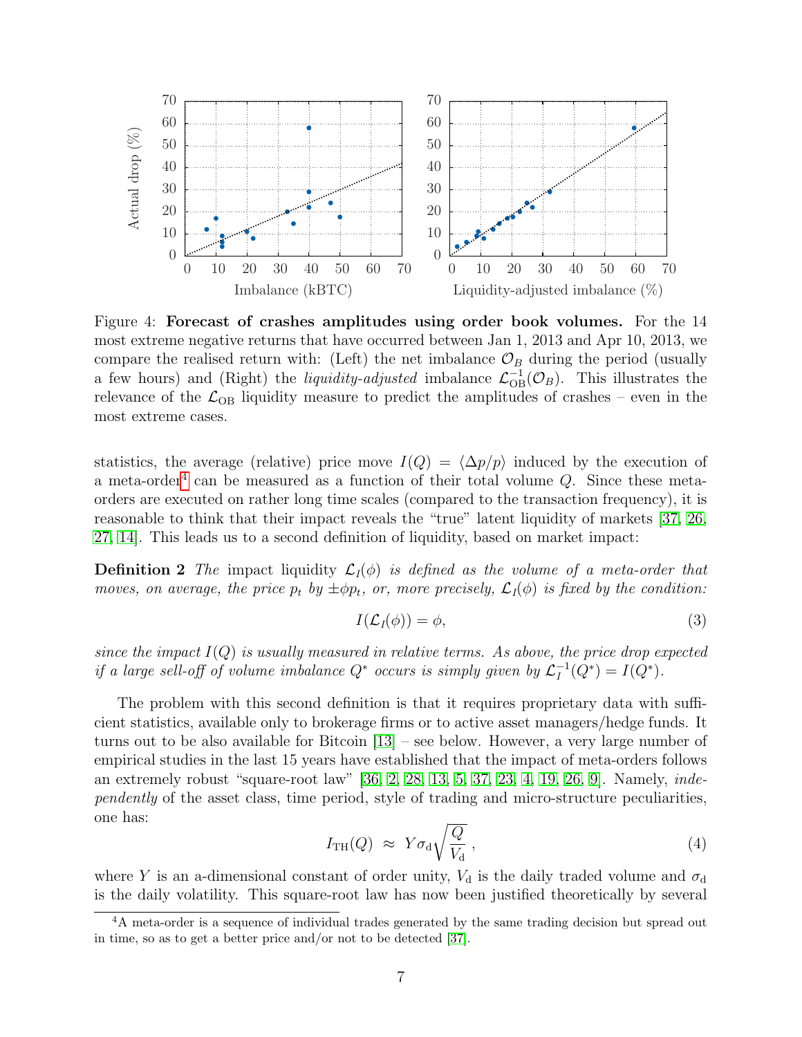Figure 4: **Forecast of crashes amplitudes using order book volumes.** For the 14 most extreme negative returns that have occurred between Jan 1, 2013 and Apr 10, 2013, we compare the realised return with: (Left) the net imbalance $\mathcal{O}_B$ during the period (usually a few hours) and (Right) the *liquidity-adjusted* imbalance $\mathcal{L}_{\rm OB}^{-1}(\mathcal{O}_B)$. This illustrates the relevance of the $\mathcal{L}_{\rm OB}$ liquidity measure to predict the amplitudes of crashes – even in the most extreme cases.

statistics, the average (relative) price move $I(Q) = \langle \Delta p/p \rangle$ induced by the execution of a meta-order[4] can be measured as a function of their total volume $Q$. Since these meta-orders are executed on rather long time scales (compared to the transaction frequency), it is reasonable to think that their impact reveals the "true" latent liquidity of markets [37, 26, 27, 14]. This leads us to a second definition of liquidity, based on market impact:

**Definition 2** *The* impact liquidity $\mathcal{L}_I(\phi)$ *is defined as the volume of a meta-order that moves, on average, the price $p_t$ by $\pm\phi p_t$, or, more precisely, $\mathcal{L}_I(\phi)$ is fixed by the condition:*

$$I(\mathcal{L}_I(\phi)) = \phi, \tag{3}$$

*since the impact $I(Q)$ is usually measured in relative terms. As above, the price drop expected if a large sell-off of volume imbalance $Q^*$ occurs is simply given by $\mathcal{L}_I^{-1}(Q^*) = I(Q^*)$.*

The problem with this second definition is that it requires proprietary data with sufficient statistics, available only to brokerage firms or to active asset managers/hedge funds. It turns out to be also available for Bitcoin [13] – see below. However, a very large number of empirical studies in the last 15 years have established that the impact of meta-orders follows an extremely robust "square-root law" [36, 2, 28, 13, 5, 37, 23, 4, 19, 26, 9]. Namely, *independently* of the asset class, time period, style of trading and micro-structure peculiarities, one has:

$$I_{\rm TH}(Q) \;\approx\; Y\sigma_{\rm d}\sqrt{\frac{Q}{V_{\rm d}}}\,, \tag{4}$$

where $Y$ is an a-dimensional constant of order unity, $V_{\rm d}$ is the daily traded volume and $\sigma_{\rm d}$ is the daily volatility. This square-root law has now been justified theoretically by several

[4] A meta-order is a sequence of individual trades generated by the same trading decision but spread out in time, so as to get a better price and/or not to be detected [37].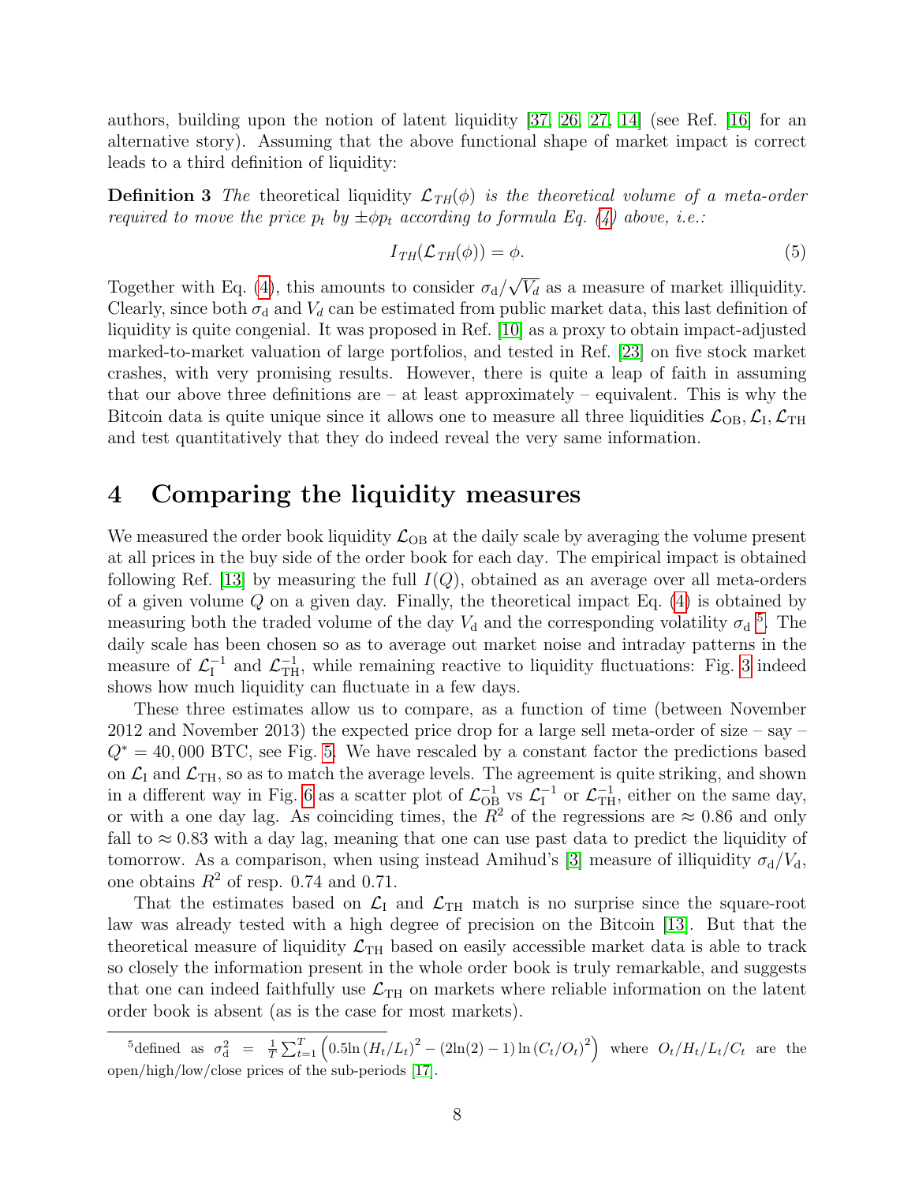authors, building upon the notion of latent liquidity [37, 26, 27, 14] (see Ref. [16] for an alternative story). Assuming that the above functional shape of market impact is correct leads to a third definition of liquidity:

**Definition 3** *The* theoretical liquidity $\mathcal{L}_{TH}(\phi)$ *is the theoretical volume of a meta-order required to move the price* $p_t$ *by* $\pm\phi p_t$ *according to formula Eq. (4) above, i.e.:*

$$I_{TH}(\mathcal{L}_{TH}(\phi)) = \phi. \tag{5}$$

Together with Eq. (4), this amounts to consider $\sigma_\mathrm{d}/\sqrt{V_d}$ as a measure of market illiquidity. Clearly, since both $\sigma_\mathrm{d}$ and $V_d$ can be estimated from public market data, this last definition of liquidity is quite congenial. It was proposed in Ref. [10] as a proxy to obtain impact-adjusted marked-to-market valuation of large portfolios, and tested in Ref. [23] on five stock market crashes, with very promising results. However, there is quite a leap of faith in assuming that our above three definitions are – at least approximately – equivalent. This is why the Bitcoin data is quite unique since it allows one to measure all three liquidities $\mathcal{L}_\mathrm{OB}, \mathcal{L}_\mathrm{I}, \mathcal{L}_\mathrm{TH}$ and test quantitatively that they do indeed reveal the very same information.

## 4 Comparing the liquidity measures

We measured the order book liquidity $\mathcal{L}_\mathrm{OB}$ at the daily scale by averaging the volume present at all prices in the buy side of the order book for each day. The empirical impact is obtained following Ref. [13] by measuring the full $I(Q)$, obtained as an average over all meta-orders of a given volume $Q$ on a given day. Finally, the theoretical impact Eq. (4) is obtained by measuring both the traded volume of the day $V_\mathrm{d}$ and the corresponding volatility $\sigma_\mathrm{d}$ [5]. The daily scale has been chosen so as to average out market noise and intraday patterns in the measure of $\mathcal{L}_\mathrm{I}^{-1}$ and $\mathcal{L}_\mathrm{TH}^{-1}$, while remaining reactive to liquidity fluctuations: Fig. 3 indeed shows how much liquidity can fluctuate in a few days.

These three estimates allow us to compare, as a function of time (between November 2012 and November 2013) the expected price drop for a large sell meta-order of size – say – $Q^* = 40,000$ BTC, see Fig. 5. We have rescaled by a constant factor the predictions based on $\mathcal{L}_\mathrm{I}$ and $\mathcal{L}_\mathrm{TH}$, so as to match the average levels. The agreement is quite striking, and shown in a different way in Fig. 6 as a scatter plot of $\mathcal{L}_\mathrm{OB}^{-1}$ vs $\mathcal{L}_\mathrm{I}^{-1}$ or $\mathcal{L}_\mathrm{TH}^{-1}$, either on the same day, or with a one day lag. As coinciding times, the $R^2$ of the regressions are $\approx 0.86$ and only fall to $\approx 0.83$ with a day lag, meaning that one can use past data to predict the liquidity of tomorrow. As a comparison, when using instead Amihud's [3] measure of illiquidity $\sigma_\mathrm{d}/V_\mathrm{d}$, one obtains $R^2$ of resp. 0.74 and 0.71.

That the estimates based on $\mathcal{L}_\mathrm{I}$ and $\mathcal{L}_\mathrm{TH}$ match is no surprise since the square-root law was already tested with a high degree of precision on the Bitcoin [13]. But that the theoretical measure of liquidity $\mathcal{L}_\mathrm{TH}$ based on easily accessible market data is able to track so closely the information present in the whole order book is truly remarkable, and suggests that one can indeed faithfully use $\mathcal{L}_\mathrm{TH}$ on markets where reliable information on the latent order book is absent (as is the case for most markets).

---

[5] defined as $\sigma_\mathrm{d}^2 = \frac{1}{T}\sum_{t=1}^{T}\left(0.5\ln\left(H_t/L_t\right)^2 - (2\ln(2)-1)\ln\left(C_t/O_t\right)^2\right)$ where $O_t/H_t/L_t/C_t$ are the open/high/low/close prices of the sub-periods [17].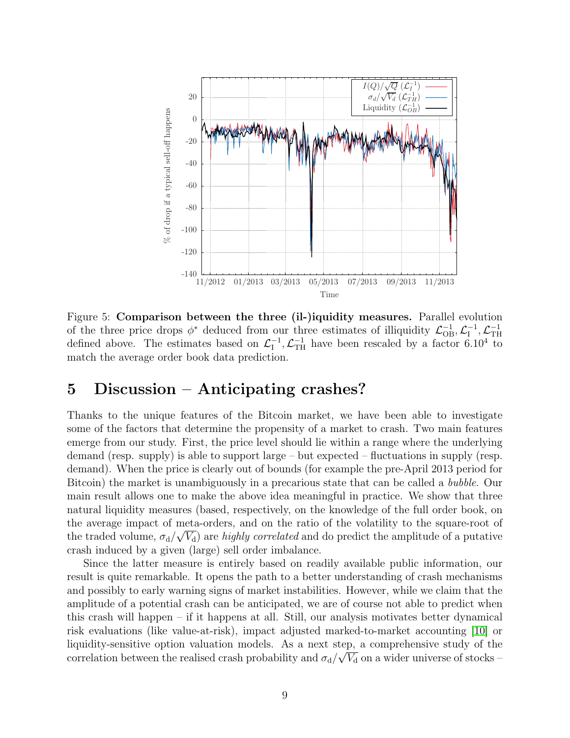Figure 5: **Comparison between the three (il-)iquidity measures.** Parallel evolution of the three price drops $\phi^*$ deduced from our three estimates of illiquidity $\mathcal{L}_{\rm OB}^{-1}, \mathcal{L}_{\rm I}^{-1}, \mathcal{L}_{\rm TH}^{-1}$ defined above. The estimates based on $\mathcal{L}_{\rm I}^{-1}, \mathcal{L}_{\rm TH}^{-1}$ have been rescaled by a factor $6.10^4$ to match the average order book data prediction.

# 5 Discussion – Anticipating crashes?

Thanks to the unique features of the Bitcoin market, we have been able to investigate some of the factors that determine the propensity of a market to crash. Two main features emerge from our study. First, the price level should lie within a range where the underlying demand (resp. supply) is able to support large – but expected – fluctuations in supply (resp. demand). When the price is clearly out of bounds (for example the pre-April 2013 period for Bitcoin) the market is unambiguously in a precarious state that can be called a *bubble*. Our main result allows one to make the above idea meaningful in practice. We show that three natural liquidity measures (based, respectively, on the knowledge of the full order book, on the average impact of meta-orders, and on the ratio of the volatility to the square-root of the traded volume, $\sigma_{\rm d}/\sqrt{V_{\rm d}}$) are *highly correlated* and do predict the amplitude of a putative crash induced by a given (large) sell order imbalance.

Since the latter measure is entirely based on readily available public information, our result is quite remarkable. It opens the path to a better understanding of crash mechanisms and possibly to early warning signs of market instabilities. However, while we claim that the amplitude of a potential crash can be anticipated, we are of course not able to predict when this crash will happen – if it happens at all. Still, our analysis motivates better dynamical risk evaluations (like value-at-risk), impact adjusted marked-to-market accounting [10] or liquidity-sensitive option valuation models. As a next step, a comprehensive study of the correlation between the realised crash probability and $\sigma_{\rm d}/\sqrt{V_{\rm d}}$ on a wider universe of stocks –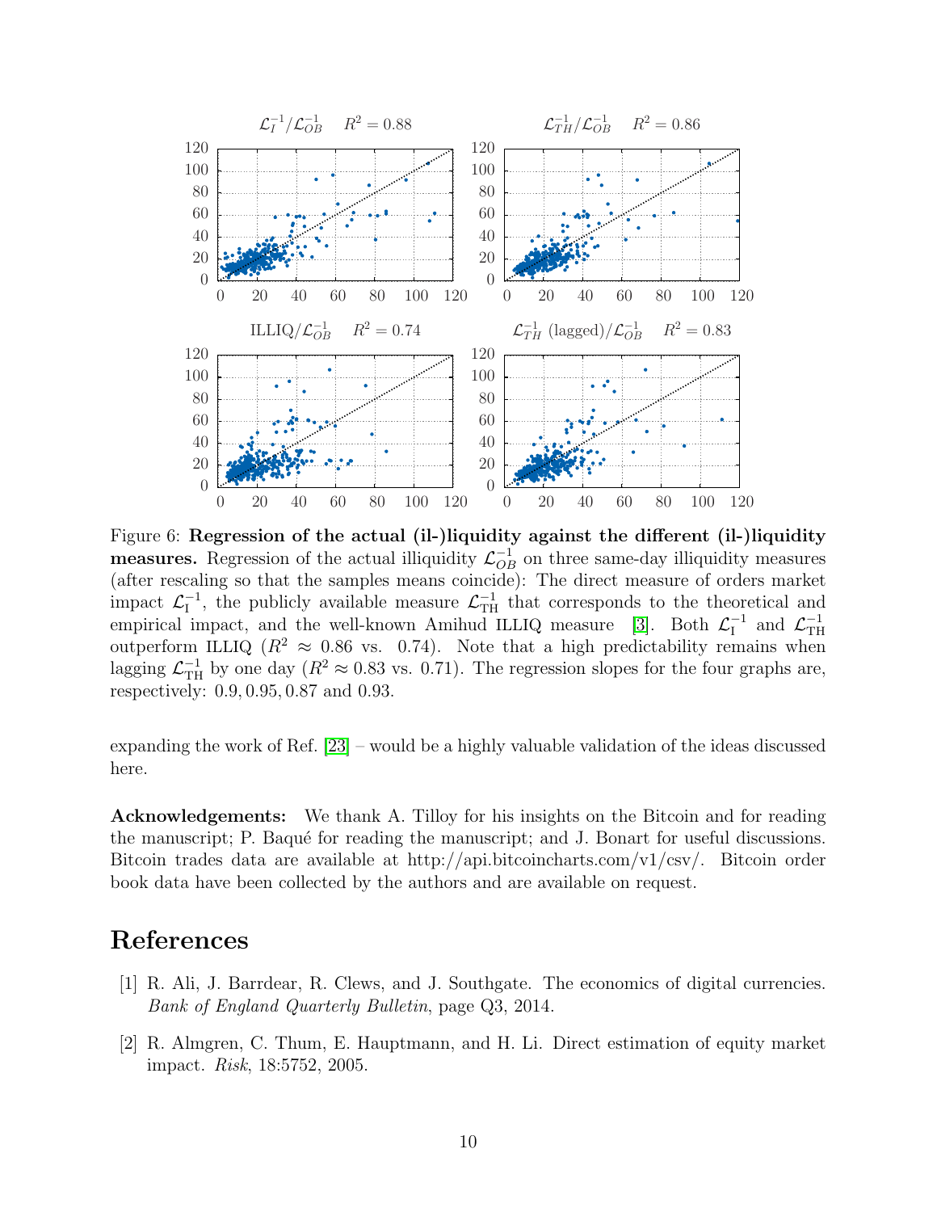Figure 6: **Regression of the actual (il-)liquidity against the different (il-)liquidity measures.** Regression of the actual illiquidity $\mathcal{L}_{OB}^{-1}$ on three same-day illiquidity measures (after rescaling so that the samples means coincide): The direct measure of orders market impact $\mathcal{L}_{\mathrm{I}}^{-1}$, the publicly available measure $\mathcal{L}_{\mathrm{TH}}^{-1}$ that corresponds to the theoretical and empirical impact, and the well-known Amihud ILLIQ measure [3]. Both $\mathcal{L}_{\mathrm{I}}^{-1}$ and $\mathcal{L}_{\mathrm{TH}}^{-1}$ outperform ILLIQ ($R^2 \approx 0.86$ vs. 0.74). Note that a high predictability remains when lagging $\mathcal{L}_{\mathrm{TH}}^{-1}$ by one day ($R^2 \approx 0.83$ vs. 0.71). The regression slopes for the four graphs are, respectively: 0.9, 0.95, 0.87 and 0.93.

expanding the work of Ref. [23] – would be a highly valuable validation of the ideas discussed here.

**Acknowledgements:** We thank A. Tilloy for his insights on the Bitcoin and for reading the manuscript; P. Baqué for reading the manuscript; and J. Bonart for useful discussions. Bitcoin trades data are available at http://api.bitcoincharts.com/v1/csv/. Bitcoin order book data have been collected by the authors and are available on request.

# References

[1] R. Ali, J. Barrdear, R. Clews, and J. Southgate. The economics of digital currencies. *Bank of England Quarterly Bulletin*, page Q3, 2014.

[2] R. Almgren, C. Thum, E. Hauptmann, and H. Li. Direct estimation of equity market impact. *Risk*, 18:5752, 2005.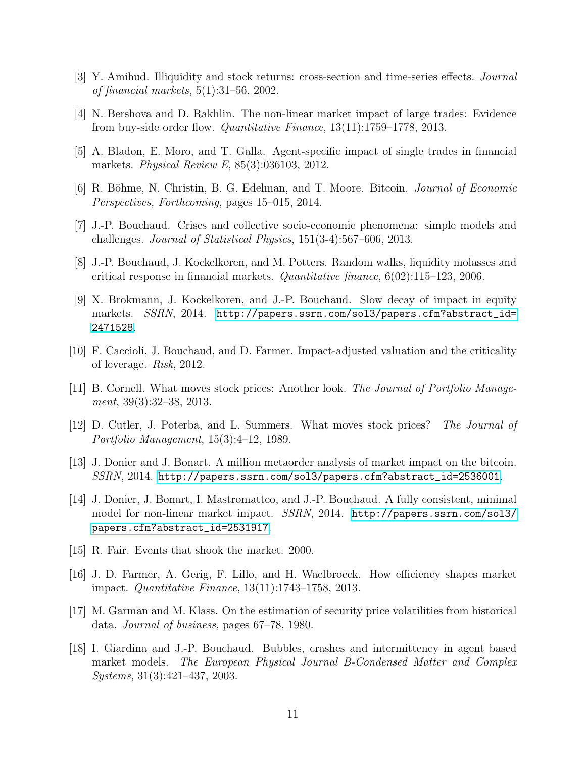[3] Y. Amihud. Illiquidity and stock returns: cross-section and time-series effects. *Journal of financial markets*, 5(1):31–56, 2002.

[4] N. Bershova and D. Rakhlin. The non-linear market impact of large trades: Evidence from buy-side order flow. *Quantitative Finance*, 13(11):1759–1778, 2013.

[5] A. Bladon, E. Moro, and T. Galla. Agent-specific impact of single trades in financial markets. *Physical Review E*, 85(3):036103, 2012.

[6] R. Böhme, N. Christin, B. G. Edelman, and T. Moore. Bitcoin. *Journal of Economic Perspectives, Forthcoming*, pages 15–015, 2014.

[7] J.-P. Bouchaud. Crises and collective socio-economic phenomena: simple models and challenges. *Journal of Statistical Physics*, 151(3-4):567–606, 2013.

[8] J.-P. Bouchaud, J. Kockelkoren, and M. Potters. Random walks, liquidity molasses and critical response in financial markets. *Quantitative finance*, 6(02):115–123, 2006.

[9] X. Brokmann, J. Kockelkoren, and J.-P. Bouchaud. Slow decay of impact in equity markets. *SSRN*, 2014. `http://papers.ssrn.com/sol3/papers.cfm?abstract_id=2471528`.

[10] F. Caccioli, J. Bouchaud, and D. Farmer. Impact-adjusted valuation and the criticality of leverage. *Risk*, 2012.

[11] B. Cornell. What moves stock prices: Another look. *The Journal of Portfolio Management*, 39(3):32–38, 2013.

[12] D. Cutler, J. Poterba, and L. Summers. What moves stock prices? *The Journal of Portfolio Management*, 15(3):4–12, 1989.

[13] J. Donier and J. Bonart. A million metaorder analysis of market impact on the bitcoin. *SSRN*, 2014. `http://papers.ssrn.com/sol3/papers.cfm?abstract_id=2536001`.

[14] J. Donier, J. Bonart, I. Mastromatteo, and J.-P. Bouchaud. A fully consistent, minimal model for non-linear market impact. *SSRN*, 2014. `http://papers.ssrn.com/sol3/papers.cfm?abstract_id=2531917`.

[15] R. Fair. Events that shook the market. 2000.

[16] J. D. Farmer, A. Gerig, F. Lillo, and H. Waelbroeck. How efficiency shapes market impact. *Quantitative Finance*, 13(11):1743–1758, 2013.

[17] M. Garman and M. Klass. On the estimation of security price volatilities from historical data. *Journal of business*, pages 67–78, 1980.

[18] I. Giardina and J.-P. Bouchaud. Bubbles, crashes and intermittency in agent based market models. *The European Physical Journal B-Condensed Matter and Complex Systems*, 31(3):421–437, 2003.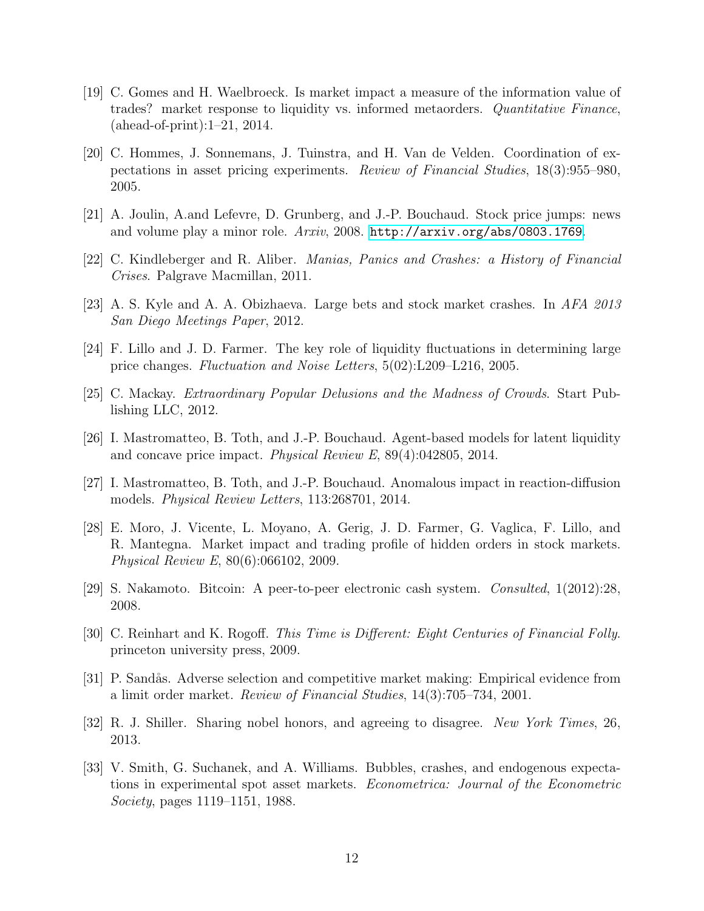[19] C. Gomes and H. Waelbroeck. Is market impact a measure of the information value of trades? market response to liquidity vs. informed metaorders. *Quantitative Finance*, (ahead-of-print):1–21, 2014.

[20] C. Hommes, J. Sonnemans, J. Tuinstra, and H. Van de Velden. Coordination of expectations in asset pricing experiments. *Review of Financial Studies*, 18(3):955–980, 2005.

[21] A. Joulin, A.and Lefevre, D. Grunberg, and J.-P. Bouchaud. Stock price jumps: news and volume play a minor role. *Arxiv*, 2008. http://arxiv.org/abs/0803.1769.

[22] C. Kindleberger and R. Aliber. *Manias, Panics and Crashes: a History of Financial Crises*. Palgrave Macmillan, 2011.

[23] A. S. Kyle and A. A. Obizhaeva. Large bets and stock market crashes. In *AFA 2013 San Diego Meetings Paper*, 2012.

[24] F. Lillo and J. D. Farmer. The key role of liquidity fluctuations in determining large price changes. *Fluctuation and Noise Letters*, 5(02):L209–L216, 2005.

[25] C. Mackay. *Extraordinary Popular Delusions and the Madness of Crowds*. Start Publishing LLC, 2012.

[26] I. Mastromatteo, B. Toth, and J.-P. Bouchaud. Agent-based models for latent liquidity and concave price impact. *Physical Review E*, 89(4):042805, 2014.

[27] I. Mastromatteo, B. Toth, and J.-P. Bouchaud. Anomalous impact in reaction-diffusion models. *Physical Review Letters*, 113:268701, 2014.

[28] E. Moro, J. Vicente, L. Moyano, A. Gerig, J. D. Farmer, G. Vaglica, F. Lillo, and R. Mantegna. Market impact and trading profile of hidden orders in stock markets. *Physical Review E*, 80(6):066102, 2009.

[29] S. Nakamoto. Bitcoin: A peer-to-peer electronic cash system. *Consulted*, 1(2012):28, 2008.

[30] C. Reinhart and K. Rogoff. *This Time is Different: Eight Centuries of Financial Folly*. princeton university press, 2009.

[31] P. Sandås. Adverse selection and competitive market making: Empirical evidence from a limit order market. *Review of Financial Studies*, 14(3):705–734, 2001.

[32] R. J. Shiller. Sharing nobel honors, and agreeing to disagree. *New York Times*, 26, 2013.

[33] V. Smith, G. Suchanek, and A. Williams. Bubbles, crashes, and endogenous expectations in experimental spot asset markets. *Econometrica: Journal of the Econometric Society*, pages 1119–1151, 1988.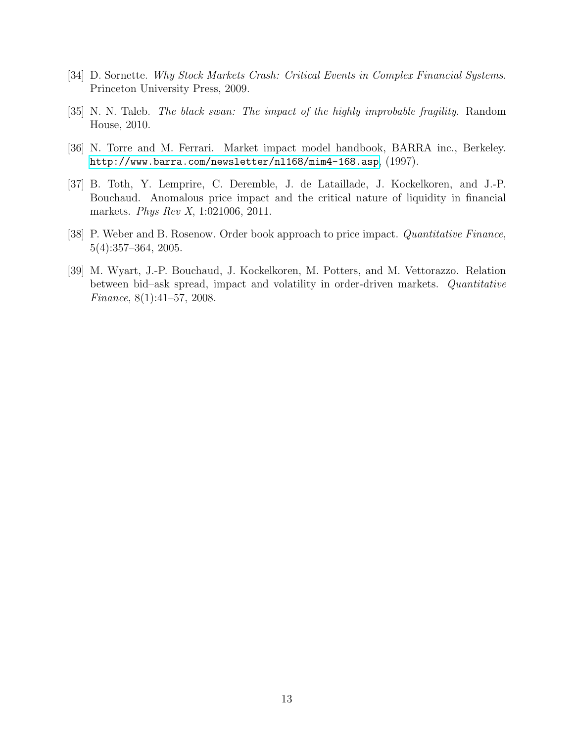[34] D. Sornette. *Why Stock Markets Crash: Critical Events in Complex Financial Systems*. Princeton University Press, 2009.

[35] N. N. Taleb. *The black swan: The impact of the highly improbable fragility*. Random House, 2010.

[36] N. Torre and M. Ferrari. Market impact model handbook, BARRA inc., Berkeley. http://www.barra.com/newsletter/nl168/mim4-168.asp, (1997).

[37] B. Toth, Y. Lemprire, C. Deremble, J. de Lataillade, J. Kockelkoren, and J.-P. Bouchaud. Anomalous price impact and the critical nature of liquidity in financial markets. *Phys Rev X*, 1:021006, 2011.

[38] P. Weber and B. Rosenow. Order book approach to price impact. *Quantitative Finance*, 5(4):357–364, 2005.

[39] M. Wyart, J.-P. Bouchaud, J. Kockelkoren, M. Potters, and M. Vettorazzo. Relation between bid–ask spread, impact and volatility in order-driven markets. *Quantitative Finance*, 8(1):41–57, 2008.